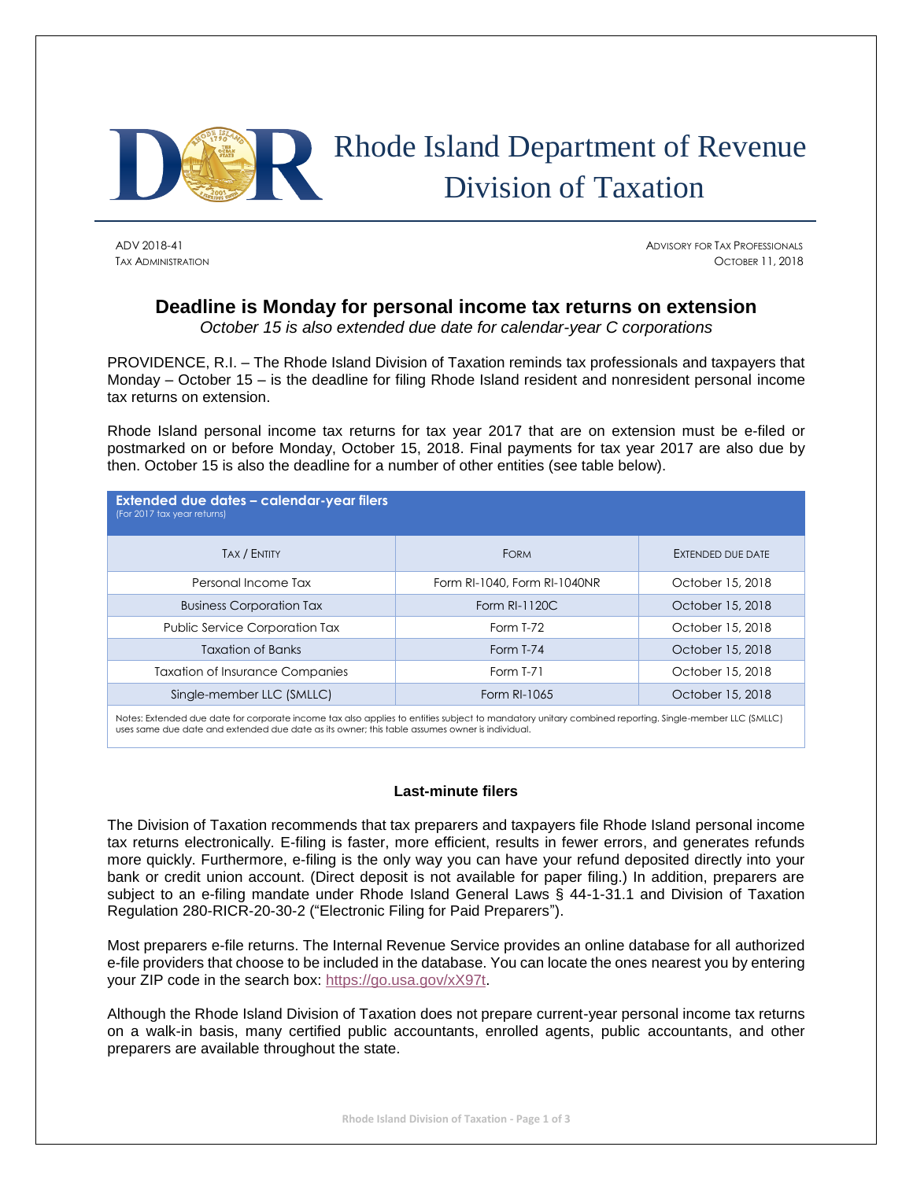# Rhode Island Department of Revenue Division of Taxation

ADV 2018-41
TAX ADMINISTRATION

ADVISORY FOR TAX PROFESSIONALS
OCTOBER 11, 2018

## Deadline is Monday for personal income tax returns on extension

*October 15 is also extended due date for calendar-year C corporations*

PROVIDENCE, R.I. – The Rhode Island Division of Taxation reminds tax professionals and taxpayers that Monday – October 15 – is the deadline for filing Rhode Island resident and nonresident personal income tax returns on extension.

Rhode Island personal income tax returns for tax year 2017 that are on extension must be e-filed or postmarked on or before Monday, October 15, 2018. Final payments for tax year 2017 are also due by then. October 15 is also the deadline for a number of other entities (see table below).

**Extended due dates – calendar-year filers**
(For 2017 tax year returns)

| TAX / ENTITY | FORM | EXTENDED DUE DATE |
|---|---|---|
| Personal Income Tax | Form RI-1040, Form RI-1040NR | October 15, 2018 |
| Business Corporation Tax | Form RI-1120C | October 15, 2018 |
| Public Service Corporation Tax | Form T-72 | October 15, 2018 |
| Taxation of Banks | Form T-74 | October 15, 2018 |
| Taxation of Insurance Companies | Form T-71 | October 15, 2018 |
| Single-member LLC (SMLLC) | Form RI-1065 | October 15, 2018 |

Notes: Extended due date for corporate income tax also applies to entities subject to mandatory unitary combined reporting. Single-member LLC (SMLLC) uses same due date and extended due date as its owner; this table assumes owner is individual.

### Last-minute filers

The Division of Taxation recommends that tax preparers and taxpayers file Rhode Island personal income tax returns electronically. E-filing is faster, more efficient, results in fewer errors, and generates refunds more quickly. Furthermore, e-filing is the only way you can have your refund deposited directly into your bank or credit union account. (Direct deposit is not available for paper filing.) In addition, preparers are subject to an e-filing mandate under Rhode Island General Laws § 44-1-31.1 and Division of Taxation Regulation 280-RICR-20-30-2 ("Electronic Filing for Paid Preparers").

Most preparers e-file returns. The Internal Revenue Service provides an online database for all authorized e-file providers that choose to be included in the database. You can locate the ones nearest you by entering your ZIP code in the search box: https://go.usa.gov/xX97t.

Although the Rhode Island Division of Taxation does not prepare current-year personal income tax returns on a walk-in basis, many certified public accountants, enrolled agents, public accountants, and other preparers are available throughout the state.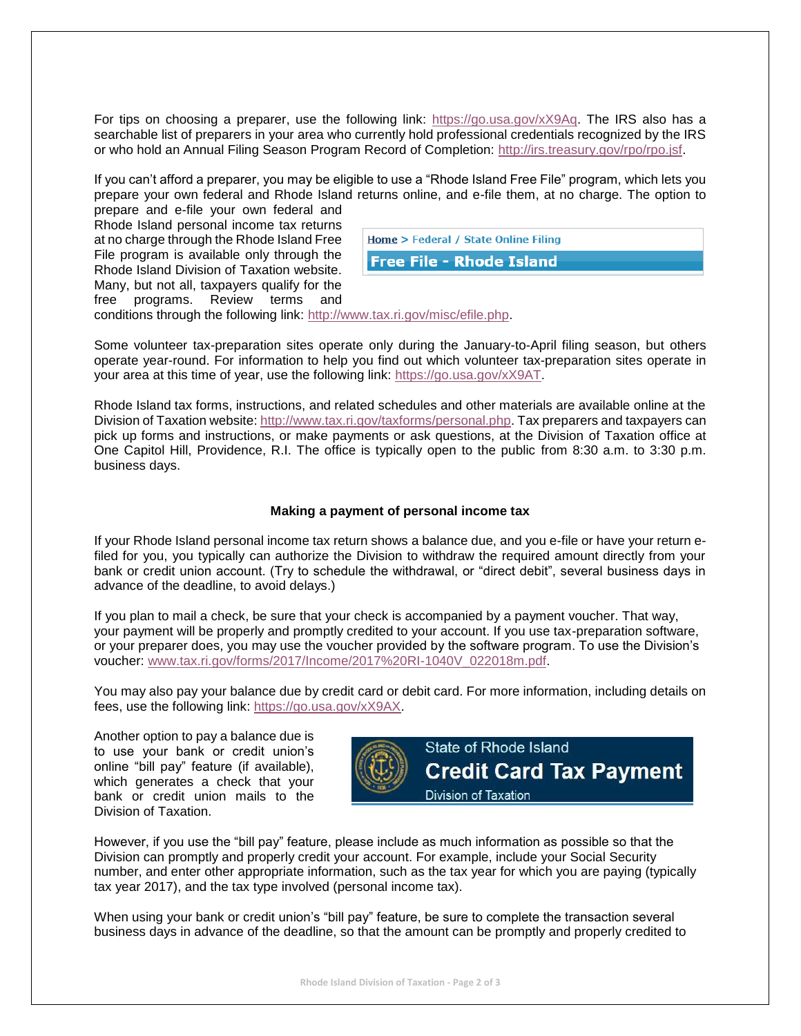For tips on choosing a preparer, use the following link: https://go.usa.gov/xX9Aq. The IRS also has a searchable list of preparers in your area who currently hold professional credentials recognized by the IRS or who hold an Annual Filing Season Program Record of Completion: http://irs.treasury.gov/rpo/rpo.jsf.

If you can't afford a preparer, you may be eligible to use a "Rhode Island Free File" program, which lets you prepare your own federal and Rhode Island returns online, and e-file them, at no charge. The option to prepare and e-file your own federal and Rhode Island personal income tax returns at no charge through the Rhode Island Free File program is available only through the Rhode Island Division of Taxation website. Many, but not all, taxpayers qualify for the free programs. Review terms and conditions through the following link: http://www.tax.ri.gov/misc/efile.php.

Home > Federal / State Online Filing

Free File - Rhode Island

Some volunteer tax-preparation sites operate only during the January-to-April filing season, but others operate year-round. For information to help you find out which volunteer tax-preparation sites operate in your area at this time of year, use the following link: https://go.usa.gov/xX9AT.

Rhode Island tax forms, instructions, and related schedules and other materials are available online at the Division of Taxation website: http://www.tax.ri.gov/taxforms/personal.php. Tax preparers and taxpayers can pick up forms and instructions, or make payments or ask questions, at the Division of Taxation office at One Capitol Hill, Providence, R.I. The office is typically open to the public from 8:30 a.m. to 3:30 p.m. business days.

**Making a payment of personal income tax**

If your Rhode Island personal income tax return shows a balance due, and you e-file or have your return e-filed for you, you typically can authorize the Division to withdraw the required amount directly from your bank or credit union account. (Try to schedule the withdrawal, or "direct debit", several business days in advance of the deadline, to avoid delays.)

If you plan to mail a check, be sure that your check is accompanied by a payment voucher. That way, your payment will be properly and promptly credited to your account. If you use tax-preparation software, or your preparer does, you may use the voucher provided by the software program. To use the Division's voucher: www.tax.ri.gov/forms/2017/Income/2017%20RI-1040V_022018m.pdf.

You may also pay your balance due by credit card or debit card. For more information, including details on fees, use the following link: https://go.usa.gov/xX9AX.

Another option to pay a balance due is to use your bank or credit union's online "bill pay" feature (if available), which generates a check that your bank or credit union mails to the Division of Taxation.

State of Rhode Island
Credit Card Tax Payment
Division of Taxation

However, if you use the "bill pay" feature, please include as much information as possible so that the Division can promptly and properly credit your account. For example, include your Social Security number, and enter other appropriate information, such as the tax year for which you are paying (typically tax year 2017), and the tax type involved (personal income tax).

When using your bank or credit union's "bill pay" feature, be sure to complete the transaction several business days in advance of the deadline, so that the amount can be promptly and properly credited to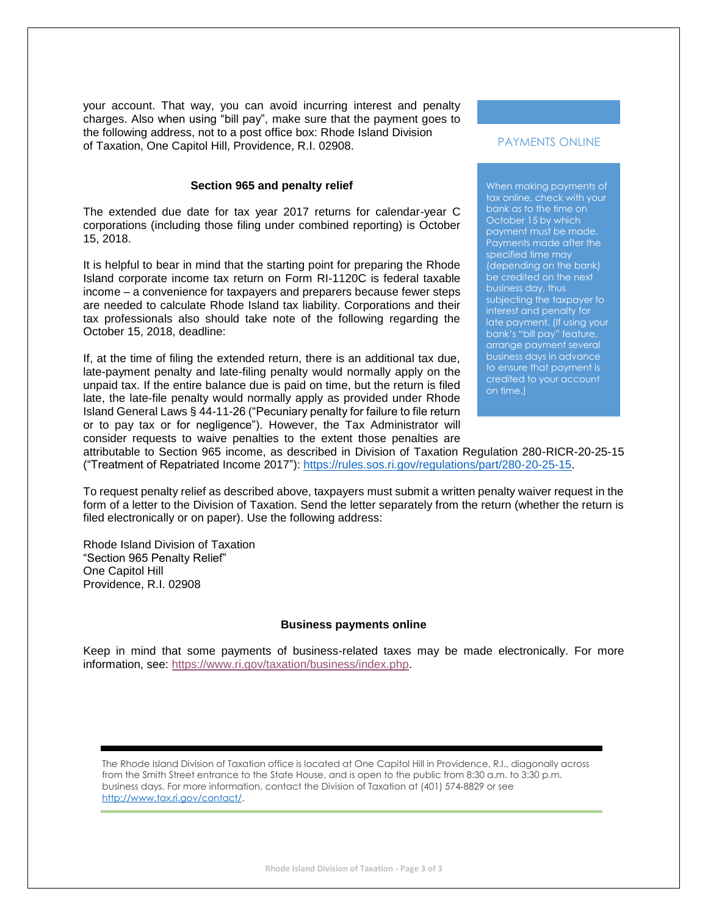your account. That way, you can avoid incurring interest and penalty charges. Also when using "bill pay", make sure that the payment goes to the following address, not to a post office box: Rhode Island Division of Taxation, One Capitol Hill, Providence, R.I. 02908.

### PAYMENTS ONLINE

When making payments of tax online, check with your bank as to the time on October 15 by which payment must be made. Payments made after the specified time may (depending on the bank) be credited on the next business day, thus subjecting the taxpayer to interest and penalty for late payment. (If using your bank's "bill pay" feature, arrange payment several business days in advance to ensure that payment is credited to your account on time.)

### Section 965 and penalty relief

The extended due date for tax year 2017 returns for calendar-year C corporations (including those filing under combined reporting) is October 15, 2018.

It is helpful to bear in mind that the starting point for preparing the Rhode Island corporate income tax return on Form RI-1120C is federal taxable income – a convenience for taxpayers and preparers because fewer steps are needed to calculate Rhode Island tax liability. Corporations and their tax professionals also should take note of the following regarding the October 15, 2018, deadline:

If, at the time of filing the extended return, there is an additional tax due, late-payment penalty and late-filing penalty would normally apply on the unpaid tax. If the entire balance due is paid on time, but the return is filed late, the late-file penalty would normally apply as provided under Rhode Island General Laws § 44-11-26 ("Pecuniary penalty for failure to file return or to pay tax or for negligence"). However, the Tax Administrator will consider requests to waive penalties to the extent those penalties are attributable to Section 965 income, as described in Division of Taxation Regulation 280-RICR-20-25-15 ("Treatment of Repatriated Income 2017"): https://rules.sos.ri.gov/regulations/part/280-20-25-15.

To request penalty relief as described above, taxpayers must submit a written penalty waiver request in the form of a letter to the Division of Taxation. Send the letter separately from the return (whether the return is filed electronically or on paper). Use the following address:

Rhode Island Division of Taxation
"Section 965 Penalty Relief"
One Capitol Hill
Providence, R.I. 02908

### Business payments online

Keep in mind that some payments of business-related taxes may be made electronically. For more information, see: https://www.ri.gov/taxation/business/index.php.

The Rhode Island Division of Taxation office is located at One Capitol Hill in Providence, R.I., diagonally across from the Smith Street entrance to the State House, and is open to the public from 8:30 a.m. to 3:30 p.m. business days. For more information, contact the Division of Taxation at (401) 574-8829 or see http://www.tax.ri.gov/contact/.